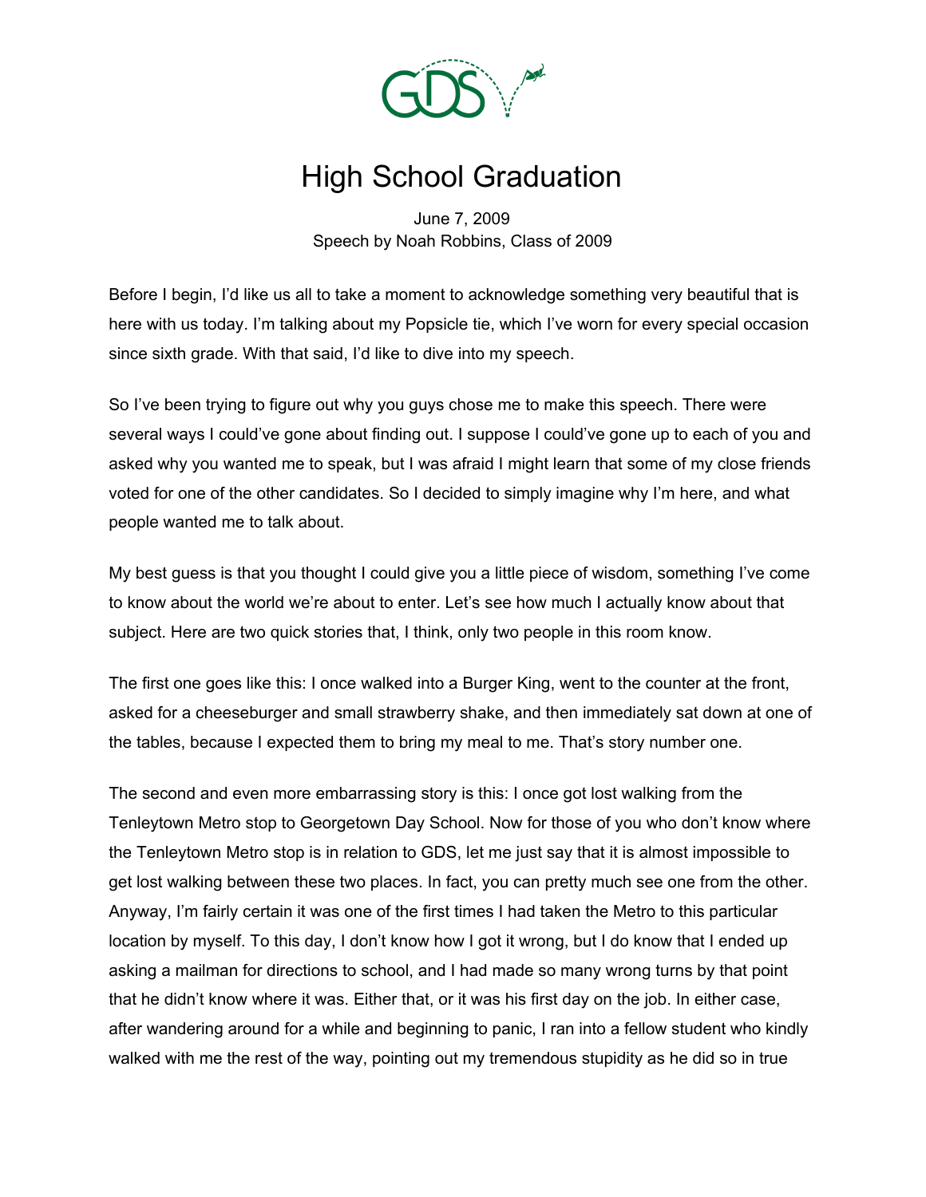# High School Graduation

June 7, 2009
Speech by Noah Robbins, Class of 2009

Before I begin, I'd like us all to take a moment to acknowledge something very beautiful that is here with us today. I'm talking about my Popsicle tie, which I've worn for every special occasion since sixth grade. With that said, I'd like to dive into my speech.

So I've been trying to figure out why you guys chose me to make this speech. There were several ways I could've gone about finding out. I suppose I could've gone up to each of you and asked why you wanted me to speak, but I was afraid I might learn that some of my close friends voted for one of the other candidates. So I decided to simply imagine why I'm here, and what people wanted me to talk about.

My best guess is that you thought I could give you a little piece of wisdom, something I've come to know about the world we're about to enter. Let's see how much I actually know about that subject. Here are two quick stories that, I think, only two people in this room know.

The first one goes like this: I once walked into a Burger King, went to the counter at the front, asked for a cheeseburger and small strawberry shake, and then immediately sat down at one of the tables, because I expected them to bring my meal to me. That's story number one.

The second and even more embarrassing story is this: I once got lost walking from the Tenleytown Metro stop to Georgetown Day School. Now for those of you who don't know where the Tenleytown Metro stop is in relation to GDS, let me just say that it is almost impossible to get lost walking between these two places. In fact, you can pretty much see one from the other. Anyway, I'm fairly certain it was one of the first times I had taken the Metro to this particular location by myself. To this day, I don't know how I got it wrong, but I do know that I ended up asking a mailman for directions to school, and I had made so many wrong turns by that point that he didn't know where it was. Either that, or it was his first day on the job. In either case, after wandering around for a while and beginning to panic, I ran into a fellow student who kindly walked with me the rest of the way, pointing out my tremendous stupidity as he did so in true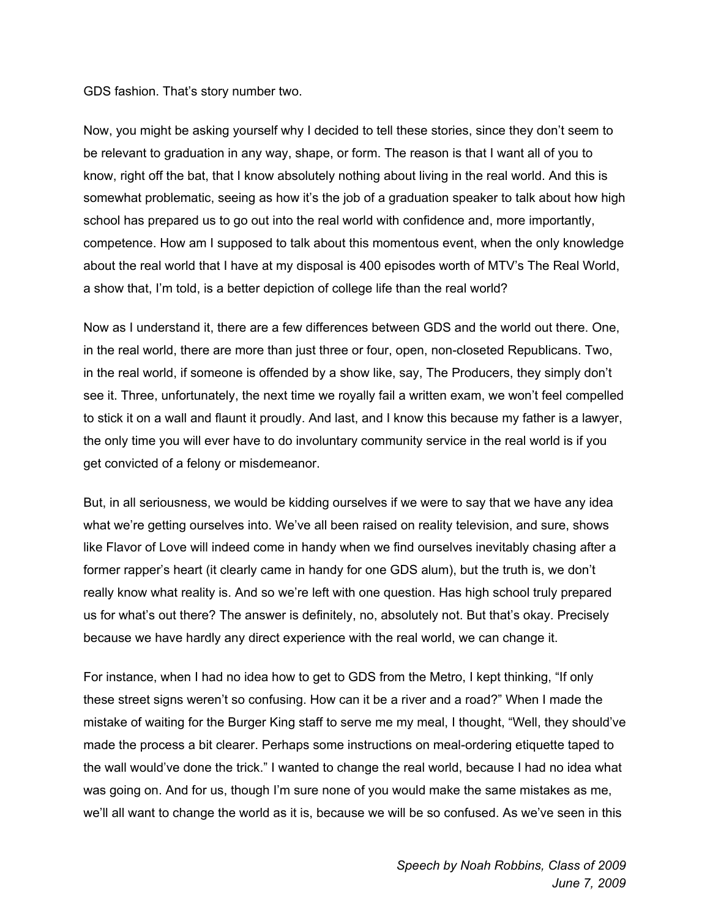GDS fashion. That's story number two.

Now, you might be asking yourself why I decided to tell these stories, since they don't seem to be relevant to graduation in any way, shape, or form. The reason is that I want all of you to know, right off the bat, that I know absolutely nothing about living in the real world. And this is somewhat problematic, seeing as how it's the job of a graduation speaker to talk about how high school has prepared us to go out into the real world with confidence and, more importantly, competence. How am I supposed to talk about this momentous event, when the only knowledge about the real world that I have at my disposal is 400 episodes worth of MTV's The Real World, a show that, I'm told, is a better depiction of college life than the real world?

Now as I understand it, there are a few differences between GDS and the world out there. One, in the real world, there are more than just three or four, open, non-closeted Republicans. Two, in the real world, if someone is offended by a show like, say, The Producers, they simply don't see it. Three, unfortunately, the next time we royally fail a written exam, we won't feel compelled to stick it on a wall and flaunt it proudly. And last, and I know this because my father is a lawyer, the only time you will ever have to do involuntary community service in the real world is if you get convicted of a felony or misdemeanor.

But, in all seriousness, we would be kidding ourselves if we were to say that we have any idea what we're getting ourselves into. We've all been raised on reality television, and sure, shows like Flavor of Love will indeed come in handy when we find ourselves inevitably chasing after a former rapper's heart (it clearly came in handy for one GDS alum), but the truth is, we don't really know what reality is. And so we're left with one question. Has high school truly prepared us for what's out there? The answer is definitely, no, absolutely not. But that's okay. Precisely because we have hardly any direct experience with the real world, we can change it.

For instance, when I had no idea how to get to GDS from the Metro, I kept thinking, "If only these street signs weren't so confusing. How can it be a river and a road?" When I made the mistake of waiting for the Burger King staff to serve me my meal, I thought, "Well, they should've made the process a bit clearer. Perhaps some instructions on meal-ordering etiquette taped to the wall would've done the trick." I wanted to change the real world, because I had no idea what was going on. And for us, though I'm sure none of you would make the same mistakes as me, we'll all want to change the world as it is, because we will be so confused. As we've seen in this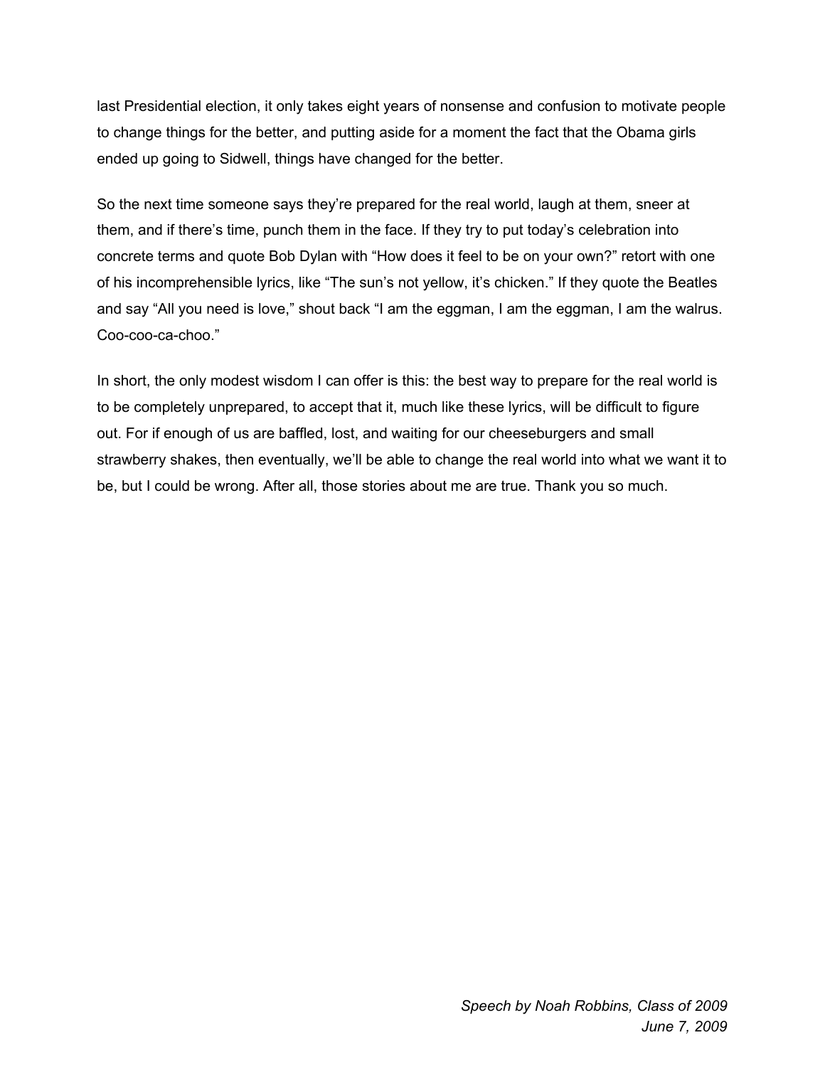last Presidential election, it only takes eight years of nonsense and confusion to motivate people to change things for the better, and putting aside for a moment the fact that the Obama girls ended up going to Sidwell, things have changed for the better.

So the next time someone says they're prepared for the real world, laugh at them, sneer at them, and if there's time, punch them in the face. If they try to put today's celebration into concrete terms and quote Bob Dylan with "How does it feel to be on your own?" retort with one of his incomprehensible lyrics, like "The sun's not yellow, it's chicken." If they quote the Beatles and say "All you need is love," shout back "I am the eggman, I am the eggman, I am the walrus. Coo-coo-ca-choo."

In short, the only modest wisdom I can offer is this: the best way to prepare for the real world is to be completely unprepared, to accept that it, much like these lyrics, will be difficult to figure out. For if enough of us are baffled, lost, and waiting for our cheeseburgers and small strawberry shakes, then eventually, we'll be able to change the real world into what we want it to be, but I could be wrong. After all, those stories about me are true. Thank you so much.

*Speech by Noah Robbins, Class of 2009*
*June 7, 2009*